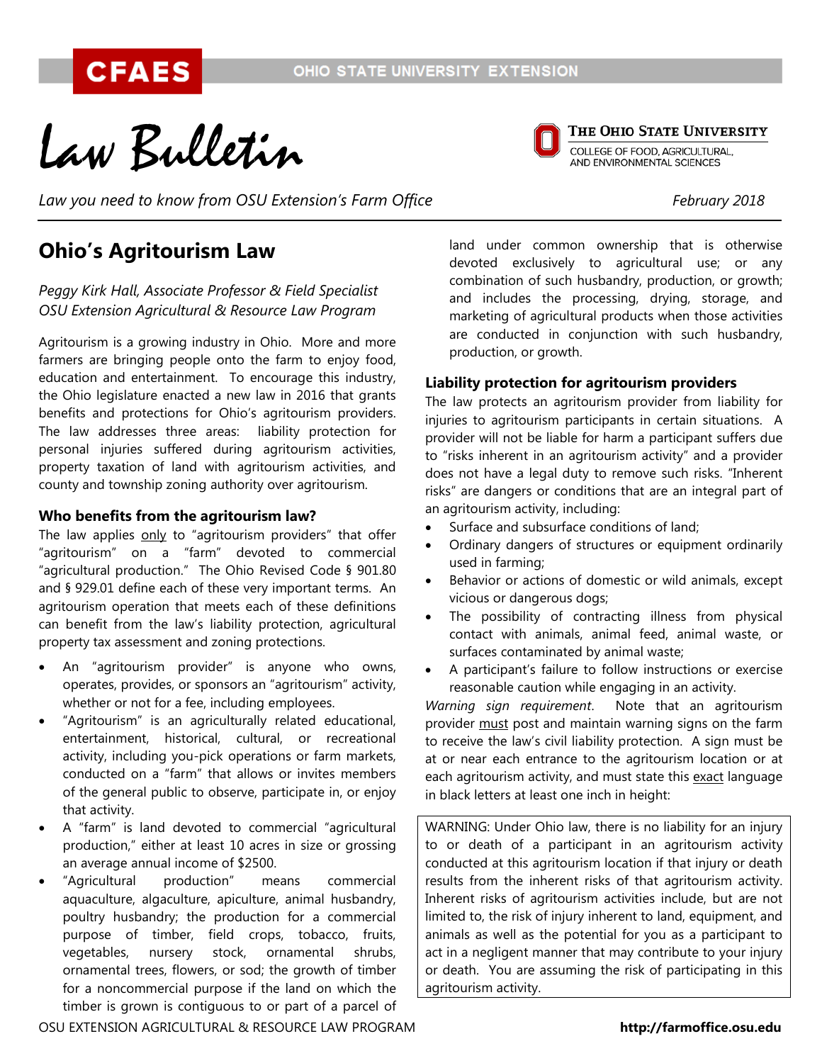# Law Bulletin

*Law you need to know from OSU Extension's Farm Office*

*February 2018*

## Ohio's Agritourism Law

*Peggy Kirk Hall, Associate Professor & Field Specialist*
*OSU Extension Agricultural & Resource Law Program*

Agritourism is a growing industry in Ohio. More and more farmers are bringing people onto the farm to enjoy food, education and entertainment. To encourage this industry, the Ohio legislature enacted a new law in 2016 that grants benefits and protections for Ohio's agritourism providers. The law addresses three areas: liability protection for personal injuries suffered during agritourism activities, property taxation of land with agritourism activities, and county and township zoning authority over agritourism.

### Who benefits from the agritourism law?

The law applies only to "agritourism providers" that offer "agritourism" on a "farm" devoted to commercial "agricultural production." The Ohio Revised Code § 901.80 and § 929.01 define each of these very important terms. An agritourism operation that meets each of these definitions can benefit from the law's liability protection, agricultural property tax assessment and zoning protections.

- An "agritourism provider" is anyone who owns, operates, provides, or sponsors an "agritourism" activity, whether or not for a fee, including employees.
- "Agritourism" is an agriculturally related educational, entertainment, historical, cultural, or recreational activity, including you-pick operations or farm markets, conducted on a "farm" that allows or invites members of the general public to observe, participate in, or enjoy that activity.
- A "farm" is land devoted to commercial "agricultural production," either at least 10 acres in size or grossing an average annual income of $2500.
- "Agricultural production" means commercial aquaculture, algaculture, apiculture, animal husbandry, poultry husbandry; the production for a commercial purpose of timber, field crops, tobacco, fruits, vegetables, nursery stock, ornamental shrubs, ornamental trees, flowers, or sod; the growth of timber for a noncommercial purpose if the land on which the timber is grown is contiguous to or part of a parcel of land under common ownership that is otherwise devoted exclusively to agricultural use; or any combination of such husbandry, production, or growth; and includes the processing, drying, storage, and marketing of agricultural products when those activities are conducted in conjunction with such husbandry, production, or growth.

### Liability protection for agritourism providers

The law protects an agritourism provider from liability for injuries to agritourism participants in certain situations. A provider will not be liable for harm a participant suffers due to "risks inherent in an agritourism activity" and a provider does not have a legal duty to remove such risks. "Inherent risks" are dangers or conditions that are an integral part of an agritourism activity, including:

- Surface and subsurface conditions of land;
- Ordinary dangers of structures or equipment ordinarily used in farming;
- Behavior or actions of domestic or wild animals, except vicious or dangerous dogs;
- The possibility of contracting illness from physical contact with animals, animal feed, animal waste, or surfaces contaminated by animal waste;
- A participant's failure to follow instructions or exercise reasonable caution while engaging in an activity.

*Warning sign requirement*. Note that an agritourism provider must post and maintain warning signs on the farm to receive the law's civil liability protection. A sign must be at or near each entrance to the agritourism location or at each agritourism activity, and must state this exact language in black letters at least one inch in height:

> WARNING: Under Ohio law, there is no liability for an injury to or death of a participant in an agritourism activity conducted at this agritourism location if that injury or death results from the inherent risks of that agritourism activity. Inherent risks of agritourism activities include, but are not limited to, the risk of injury inherent to land, equipment, and animals as well as the potential for you as a participant to act in a negligent manner that may contribute to your injury or death. You are assuming the risk of participating in this agritourism activity.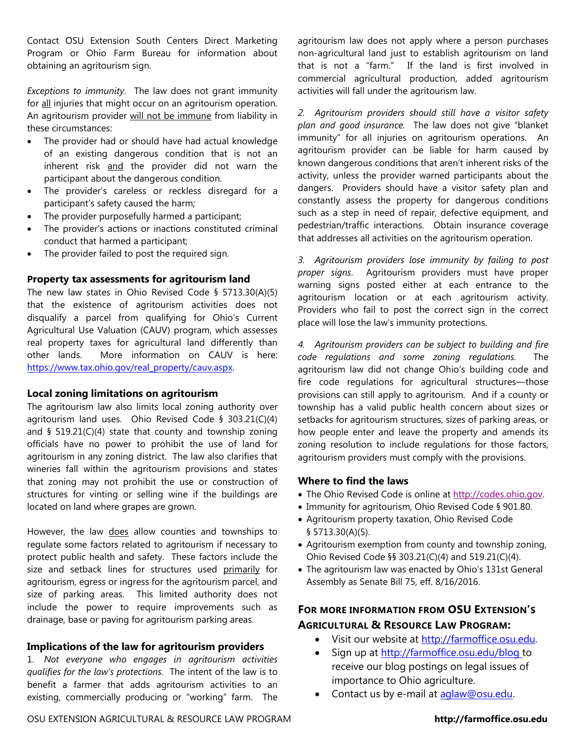Contact OSU Extension South Centers Direct Marketing Program or Ohio Farm Bureau for information about obtaining an agritourism sign.

*Exceptions to immunity.* The law does not grant immunity for all injuries that might occur on an agritourism operation. An agritourism provider will not be immune from liability in these circumstances:

- The provider had or should have had actual knowledge of an existing dangerous condition that is not an inherent risk and the provider did not warn the participant about the dangerous condition.
- The provider's careless or reckless disregard for a participant's safety caused the harm;
- The provider purposefully harmed a participant;
- The provider's actions or inactions constituted criminal conduct that harmed a participant;
- The provider failed to post the required sign.

### Property tax assessments for agritourism land

The new law states in Ohio Revised Code § 5713.30(A)(5) that the existence of agritourism activities does not disqualify a parcel from qualifying for Ohio's Current Agricultural Use Valuation (CAUV) program, which assesses real property taxes for agricultural land differently than other lands. More information on CAUV is here: https://www.tax.ohio.gov/real_property/cauv.aspx.

### Local zoning limitations on agritourism

The agritourism law also limits local zoning authority over agritourism land uses. Ohio Revised Code § 303.21(C)(4) and § 519.21(C)(4) state that county and township zoning officials have no power to prohibit the use of land for agritourism in any zoning district. The law also clarifies that wineries fall within the agritourism provisions and states that zoning may not prohibit the use or construction of structures for vinting or selling wine if the buildings are located on land where grapes are grown.

However, the law does allow counties and townships to regulate some factors related to agritourism if necessary to protect public health and safety. These factors include the size and setback lines for structures used primarily for agritourism, egress or ingress for the agritourism parcel, and size of parking areas. This limited authority does not include the power to require improvements such as drainage, base or paving for agritourism parking areas.

### Implications of the law for agritourism providers

1. *Not everyone who engages in agritourism activities qualifies for the law's protections.* The intent of the law is to benefit a farmer that adds agritourism activities to an existing, commercially producing or "working" farm. The agritourism law does not apply where a person purchases non-agricultural land just to establish agritourism on land that is not a "farm." If the land is first involved in commercial agricultural production, added agritourism activities will fall under the agritourism law.

2. *Agritourism providers should still have a visitor safety plan and good insurance.* The law does not give "blanket immunity" for all injuries on agritourism operations. An agritourism provider can be liable for harm caused by known dangerous conditions that aren't inherent risks of the activity, unless the provider warned participants about the dangers. Providers should have a visitor safety plan and constantly assess the property for dangerous conditions such as a step in need of repair, defective equipment, and pedestrian/traffic interactions. Obtain insurance coverage that addresses all activities on the agritourism operation.

3. *Agritourism providers lose immunity by failing to post proper signs.* Agritourism providers must have proper warning signs posted either at each entrance to the agritourism location or at each agritourism activity. Providers who fail to post the correct sign in the correct place will lose the law's immunity protections.

4. *Agritourism providers can be subject to building and fire code regulations and some zoning regulations.* The agritourism law did not change Ohio's building code and fire code regulations for agricultural structures—those provisions can still apply to agritourism. And if a county or township has a valid public health concern about sizes or setbacks for agritourism structures, sizes of parking areas, or how people enter and leave the property and amends its zoning resolution to include regulations for those factors, agritourism providers must comply with the provisions.

### Where to find the laws

- The Ohio Revised Code is online at http://codes.ohio.gov.
- Immunity for agritourism, Ohio Revised Code § 901.80.
- Agritourism property taxation, Ohio Revised Code § 5713.30(A)(5).
- Agritourism exemption from county and township zoning, Ohio Revised Code §§ 303.21(C)(4) and 519.21(C)(4).
- The agritourism law was enacted by Ohio's 131st General Assembly as Senate Bill 75, eff. 8/16/2016.

### For more information from OSU Extension's Agricultural & Resource Law Program:

- Visit our website at http://farmoffice.osu.edu.
- Sign up at http://farmoffice.osu.edu/blog to receive our blog postings on legal issues of importance to Ohio agriculture.
- Contact us by e-mail at aglaw@osu.edu.